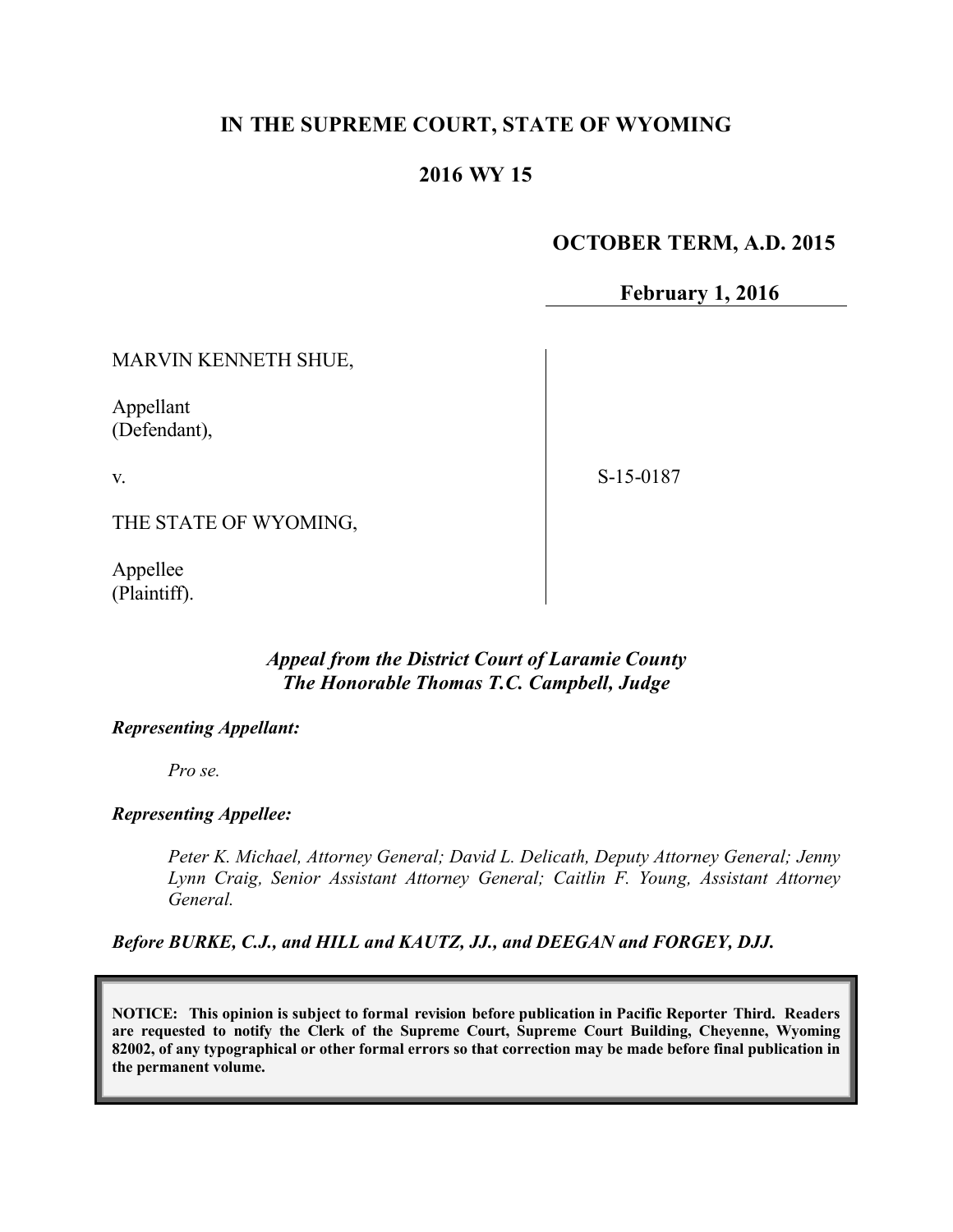# IN THE SUPREME COURT, STATE OF WYOMING

## 2016 WY 15

**OCTOBER TERM, A.D. 2015**

**February 1, 2016**

MARVIN KENNETH SHUE,

Appellant
(Defendant),

v.

THE STATE OF WYOMING,

Appellee
(Plaintiff).

S-15-0187

*Appeal from the District Court of Laramie County*
*The Honorable Thomas T.C. Campbell, Judge*

***Representing Appellant:***

*Pro se.*

***Representing Appellee:***

*Peter K. Michael, Attorney General; David L. Delicath, Deputy Attorney General; Jenny Lynn Craig, Senior Assistant Attorney General; Caitlin F. Young, Assistant Attorney General.*

***Before BURKE, C.J., and HILL and KAUTZ, JJ., and DEEGAN and FORGEY, DJJ.***

**NOTICE: This opinion is subject to formal revision before publication in Pacific Reporter Third. Readers are requested to notify the Clerk of the Supreme Court, Supreme Court Building, Cheyenne, Wyoming 82002, of any typographical or other formal errors so that correction may be made before final publication in the permanent volume.**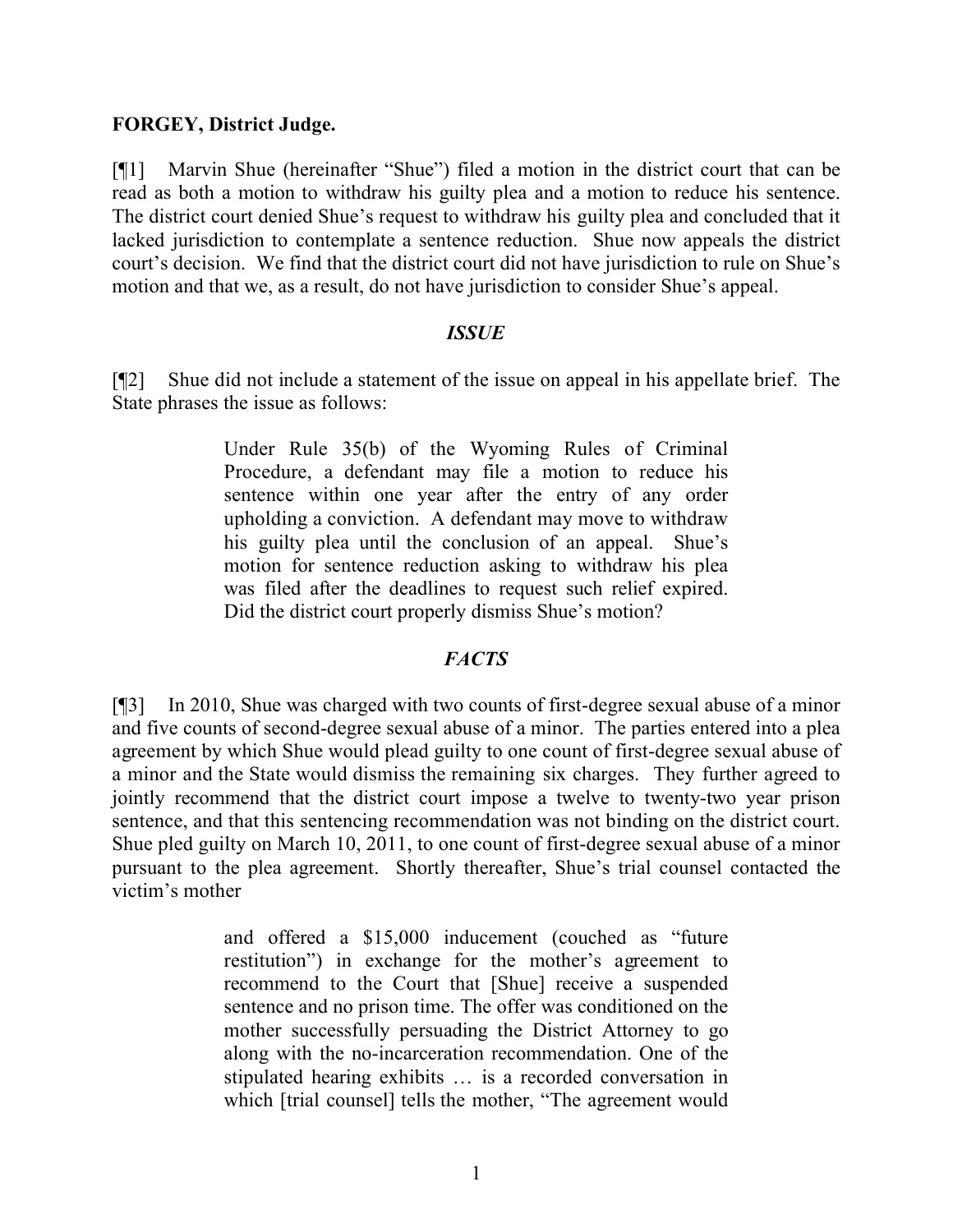**FORGEY, District Judge.**

[¶1] Marvin Shue (hereinafter "Shue") filed a motion in the district court that can be read as both a motion to withdraw his guilty plea and a motion to reduce his sentence. The district court denied Shue's request to withdraw his guilty plea and concluded that it lacked jurisdiction to contemplate a sentence reduction. Shue now appeals the district court's decision. We find that the district court did not have jurisdiction to rule on Shue's motion and that we, as a result, do not have jurisdiction to consider Shue's appeal.

### *ISSUE*

[¶2] Shue did not include a statement of the issue on appeal in his appellate brief. The State phrases the issue as follows:

> Under Rule 35(b) of the Wyoming Rules of Criminal Procedure, a defendant may file a motion to reduce his sentence within one year after the entry of any order upholding a conviction. A defendant may move to withdraw his guilty plea until the conclusion of an appeal. Shue's motion for sentence reduction asking to withdraw his plea was filed after the deadlines to request such relief expired. Did the district court properly dismiss Shue's motion?

### *FACTS*

[¶3] In 2010, Shue was charged with two counts of first-degree sexual abuse of a minor and five counts of second-degree sexual abuse of a minor. The parties entered into a plea agreement by which Shue would plead guilty to one count of first-degree sexual abuse of a minor and the State would dismiss the remaining six charges. They further agreed to jointly recommend that the district court impose a twelve to twenty-two year prison sentence, and that this sentencing recommendation was not binding on the district court. Shue pled guilty on March 10, 2011, to one count of first-degree sexual abuse of a minor pursuant to the plea agreement. Shortly thereafter, Shue's trial counsel contacted the victim's mother

> and offered a $15,000 inducement (couched as "future restitution") in exchange for the mother's agreement to recommend to the Court that [Shue] receive a suspended sentence and no prison time. The offer was conditioned on the mother successfully persuading the District Attorney to go along with the no-incarceration recommendation. One of the stipulated hearing exhibits … is a recorded conversation in which [trial counsel] tells the mother, "The agreement would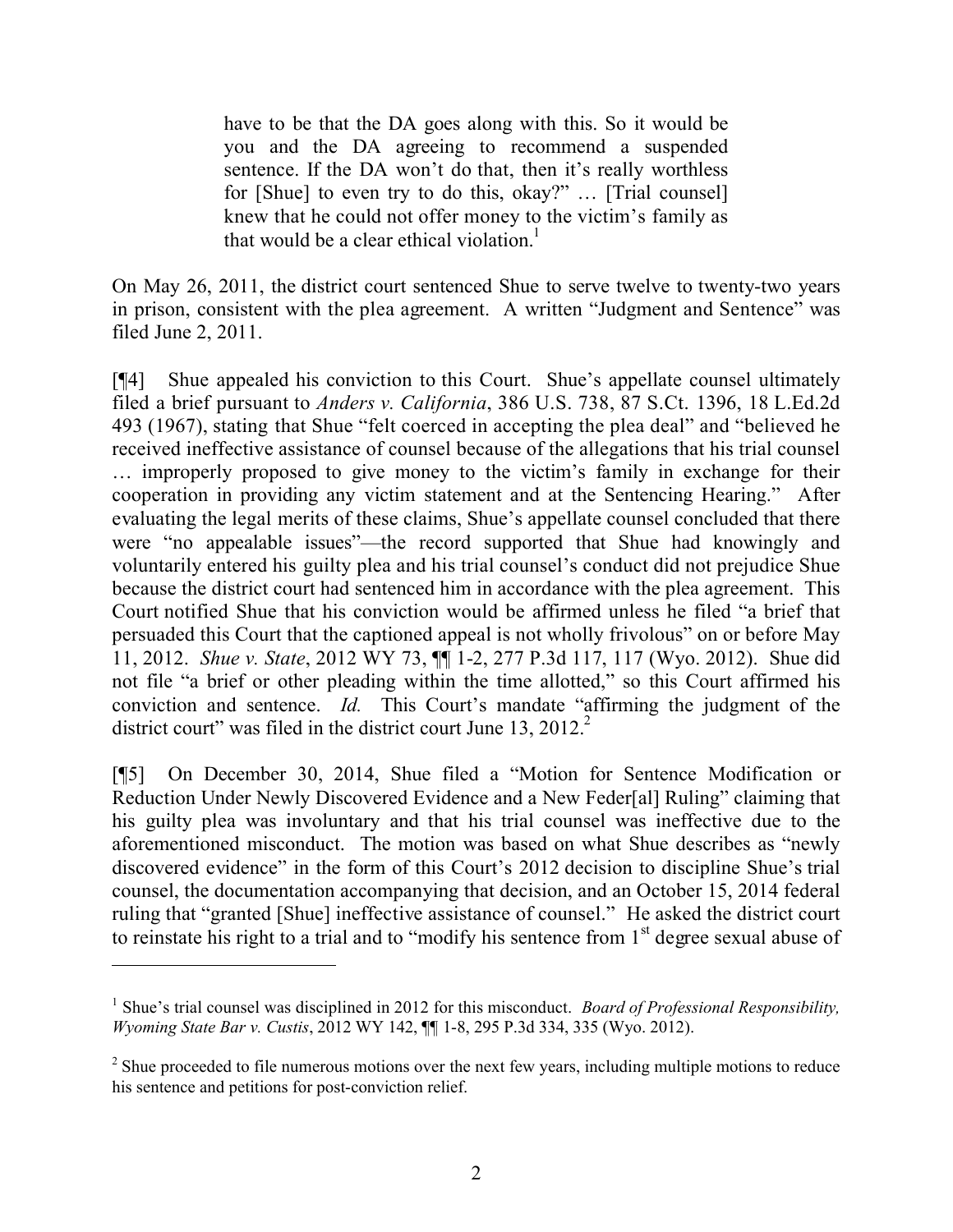> have to be that the DA goes along with this. So it would be you and the DA agreeing to recommend a suspended sentence. If the DA won't do that, then it's really worthless for [Shue] to even try to do this, okay?" … [Trial counsel] knew that he could not offer money to the victim's family as that would be a clear ethical violation.[1]

On May 26, 2011, the district court sentenced Shue to serve twelve to twenty-two years in prison, consistent with the plea agreement. A written "Judgment and Sentence" was filed June 2, 2011.

[¶4] Shue appealed his conviction to this Court. Shue's appellate counsel ultimately filed a brief pursuant to *Anders v. California*, 386 U.S. 738, 87 S.Ct. 1396, 18 L.Ed.2d 493 (1967), stating that Shue "felt coerced in accepting the plea deal" and "believed he received ineffective assistance of counsel because of the allegations that his trial counsel … improperly proposed to give money to the victim's family in exchange for their cooperation in providing any victim statement and at the Sentencing Hearing." After evaluating the legal merits of these claims, Shue's appellate counsel concluded that there were "no appealable issues"—the record supported that Shue had knowingly and voluntarily entered his guilty plea and his trial counsel's conduct did not prejudice Shue because the district court had sentenced him in accordance with the plea agreement. This Court notified Shue that his conviction would be affirmed unless he filed "a brief that persuaded this Court that the captioned appeal is not wholly frivolous" on or before May 11, 2012. *Shue v. State*, 2012 WY 73, ¶¶ 1-2, 277 P.3d 117, 117 (Wyo. 2012). Shue did not file "a brief or other pleading within the time allotted," so this Court affirmed his conviction and sentence. *Id.* This Court's mandate "affirming the judgment of the district court" was filed in the district court June 13, 2012.[2]

[¶5] On December 30, 2014, Shue filed a "Motion for Sentence Modification or Reduction Under Newly Discovered Evidence and a New Feder[al] Ruling" claiming that his guilty plea was involuntary and that his trial counsel was ineffective due to the aforementioned misconduct. The motion was based on what Shue describes as "newly discovered evidence" in the form of this Court's 2012 decision to discipline Shue's trial counsel, the documentation accompanying that decision, and an October 15, 2014 federal ruling that "granted [Shue] ineffective assistance of counsel." He asked the district court to reinstate his right to a trial and to "modify his sentence from 1st degree sexual abuse of

---

[1] Shue's trial counsel was disciplined in 2012 for this misconduct. *Board of Professional Responsibility, Wyoming State Bar v. Custis*, 2012 WY 142, ¶¶ 1-8, 295 P.3d 334, 335 (Wyo. 2012).

[2] Shue proceeded to file numerous motions over the next few years, including multiple motions to reduce his sentence and petitions for post-conviction relief.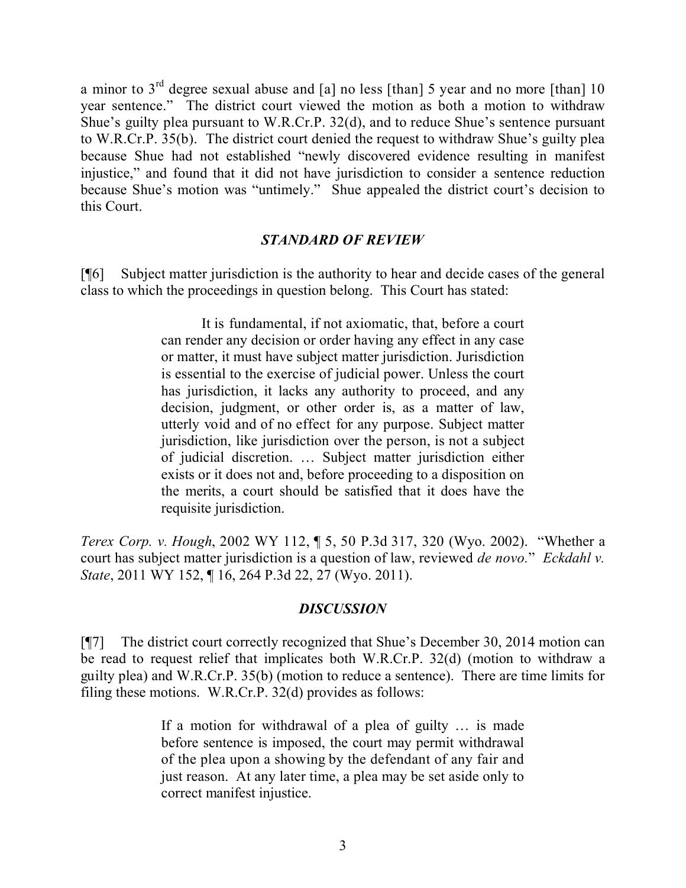a minor to 3rd degree sexual abuse and [a] no less [than] 5 year and no more [than] 10 year sentence." The district court viewed the motion as both a motion to withdraw Shue's guilty plea pursuant to W.R.Cr.P. 32(d), and to reduce Shue's sentence pursuant to W.R.Cr.P. 35(b). The district court denied the request to withdraw Shue's guilty plea because Shue had not established "newly discovered evidence resulting in manifest injustice," and found that it did not have jurisdiction to consider a sentence reduction because Shue's motion was "untimely." Shue appealed the district court's decision to this Court.

### *STANDARD OF REVIEW*

[¶6] Subject matter jurisdiction is the authority to hear and decide cases of the general class to which the proceedings in question belong. This Court has stated:

> It is fundamental, if not axiomatic, that, before a court can render any decision or order having any effect in any case or matter, it must have subject matter jurisdiction. Jurisdiction is essential to the exercise of judicial power. Unless the court has jurisdiction, it lacks any authority to proceed, and any decision, judgment, or other order is, as a matter of law, utterly void and of no effect for any purpose. Subject matter jurisdiction, like jurisdiction over the person, is not a subject of judicial discretion. … Subject matter jurisdiction either exists or it does not and, before proceeding to a disposition on the merits, a court should be satisfied that it does have the requisite jurisdiction.

*Terex Corp. v. Hough*, 2002 WY 112, ¶ 5, 50 P.3d 317, 320 (Wyo. 2002). "Whether a court has subject matter jurisdiction is a question of law, reviewed *de novo.*" *Eckdahl v. State*, 2011 WY 152, ¶ 16, 264 P.3d 22, 27 (Wyo. 2011).

### *DISCUSSION*

[¶7] The district court correctly recognized that Shue's December 30, 2014 motion can be read to request relief that implicates both W.R.Cr.P. 32(d) (motion to withdraw a guilty plea) and W.R.Cr.P. 35(b) (motion to reduce a sentence). There are time limits for filing these motions. W.R.Cr.P. 32(d) provides as follows:

> If a motion for withdrawal of a plea of guilty … is made before sentence is imposed, the court may permit withdrawal of the plea upon a showing by the defendant of any fair and just reason. At any later time, a plea may be set aside only to correct manifest injustice.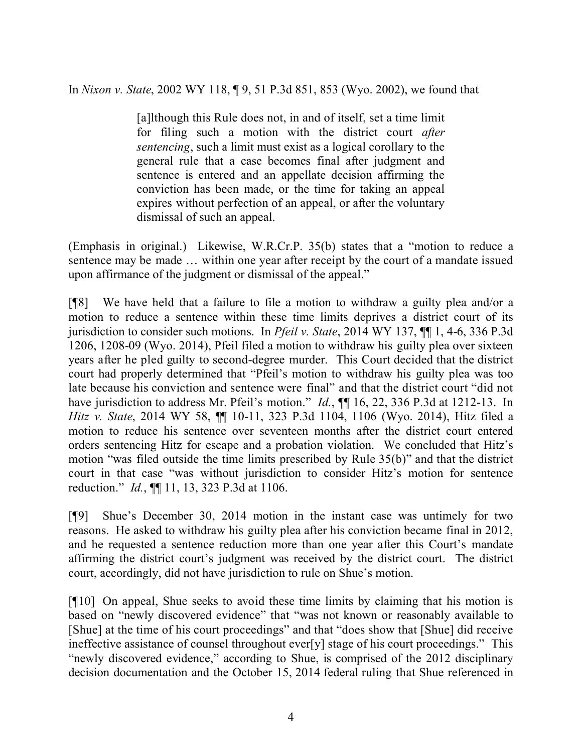In *Nixon v. State*, 2002 WY 118, ¶ 9, 51 P.3d 851, 853 (Wyo. 2002), we found that

> [a]lthough this Rule does not, in and of itself, set a time limit for filing such a motion with the district court *after sentencing*, such a limit must exist as a logical corollary to the general rule that a case becomes final after judgment and sentence is entered and an appellate decision affirming the conviction has been made, or the time for taking an appeal expires without perfection of an appeal, or after the voluntary dismissal of such an appeal.

(Emphasis in original.) Likewise, W.R.Cr.P. 35(b) states that a "motion to reduce a sentence may be made … within one year after receipt by the court of a mandate issued upon affirmance of the judgment or dismissal of the appeal."

[¶8] We have held that a failure to file a motion to withdraw a guilty plea and/or a motion to reduce a sentence within these time limits deprives a district court of its jurisdiction to consider such motions. In *Pfeil v. State*, 2014 WY 137, ¶¶ 1, 4-6, 336 P.3d 1206, 1208-09 (Wyo. 2014), Pfeil filed a motion to withdraw his guilty plea over sixteen years after he pled guilty to second-degree murder. This Court decided that the district court had properly determined that "Pfeil's motion to withdraw his guilty plea was too late because his conviction and sentence were final" and that the district court "did not have jurisdiction to address Mr. Pfeil's motion." *Id.*, ¶¶ 16, 22, 336 P.3d at 1212-13. In *Hitz v. State*, 2014 WY 58, ¶¶ 10-11, 323 P.3d 1104, 1106 (Wyo. 2014), Hitz filed a motion to reduce his sentence over seventeen months after the district court entered orders sentencing Hitz for escape and a probation violation. We concluded that Hitz's motion "was filed outside the time limits prescribed by Rule 35(b)" and that the district court in that case "was without jurisdiction to consider Hitz's motion for sentence reduction." *Id.*, ¶¶ 11, 13, 323 P.3d at 1106.

[¶9] Shue's December 30, 2014 motion in the instant case was untimely for two reasons. He asked to withdraw his guilty plea after his conviction became final in 2012, and he requested a sentence reduction more than one year after this Court's mandate affirming the district court's judgment was received by the district court. The district court, accordingly, did not have jurisdiction to rule on Shue's motion.

[¶10] On appeal, Shue seeks to avoid these time limits by claiming that his motion is based on "newly discovered evidence" that "was not known or reasonably available to [Shue] at the time of his court proceedings" and that "does show that [Shue] did receive ineffective assistance of counsel throughout ever[y] stage of his court proceedings." This "newly discovered evidence," according to Shue, is comprised of the 2012 disciplinary decision documentation and the October 15, 2014 federal ruling that Shue referenced in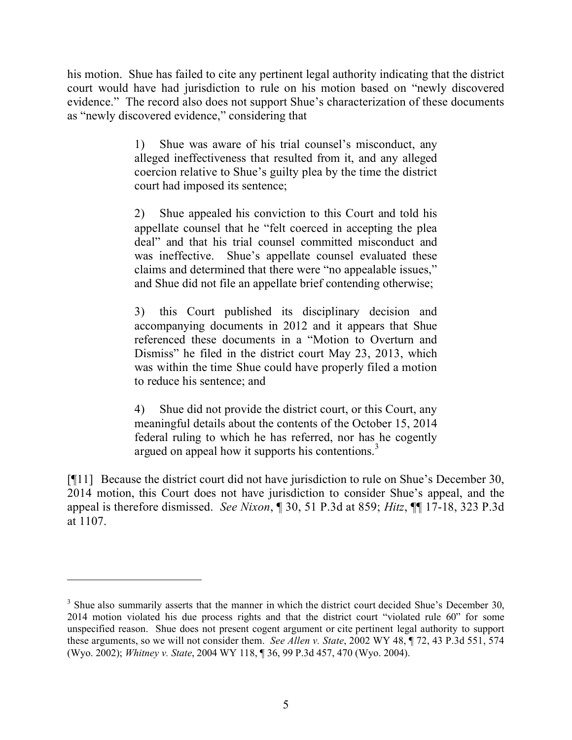his motion. Shue has failed to cite any pertinent legal authority indicating that the district court would have had jurisdiction to rule on his motion based on "newly discovered evidence." The record also does not support Shue's characterization of these documents as "newly discovered evidence," considering that

> 1) Shue was aware of his trial counsel's misconduct, any alleged ineffectiveness that resulted from it, and any alleged coercion relative to Shue's guilty plea by the time the district court had imposed its sentence;
>
> 2) Shue appealed his conviction to this Court and told his appellate counsel that he "felt coerced in accepting the plea deal" and that his trial counsel committed misconduct and was ineffective. Shue's appellate counsel evaluated these claims and determined that there were "no appealable issues," and Shue did not file an appellate brief contending otherwise;
>
> 3) this Court published its disciplinary decision and accompanying documents in 2012 and it appears that Shue referenced these documents in a "Motion to Overturn and Dismiss" he filed in the district court May 23, 2013, which was within the time Shue could have properly filed a motion to reduce his sentence; and
>
> 4) Shue did not provide the district court, or this Court, any meaningful details about the contents of the October 15, 2014 federal ruling to which he has referred, nor has he cogently argued on appeal how it supports his contentions.[3]

[¶11] Because the district court did not have jurisdiction to rule on Shue's December 30, 2014 motion, this Court does not have jurisdiction to consider Shue's appeal, and the appeal is therefore dismissed. *See Nixon*, ¶ 30, 51 P.3d at 859; *Hitz*, ¶¶ 17-18, 323 P.3d at 1107.

---

[3] Shue also summarily asserts that the manner in which the district court decided Shue's December 30, 2014 motion violated his due process rights and that the district court "violated rule 60" for some unspecified reason. Shue does not present cogent argument or cite pertinent legal authority to support these arguments, so we will not consider them. *See Allen v. State*, 2002 WY 48, ¶ 72, 43 P.3d 551, 574 (Wyo. 2002); *Whitney v. State*, 2004 WY 118, ¶ 36, 99 P.3d 457, 470 (Wyo. 2004).